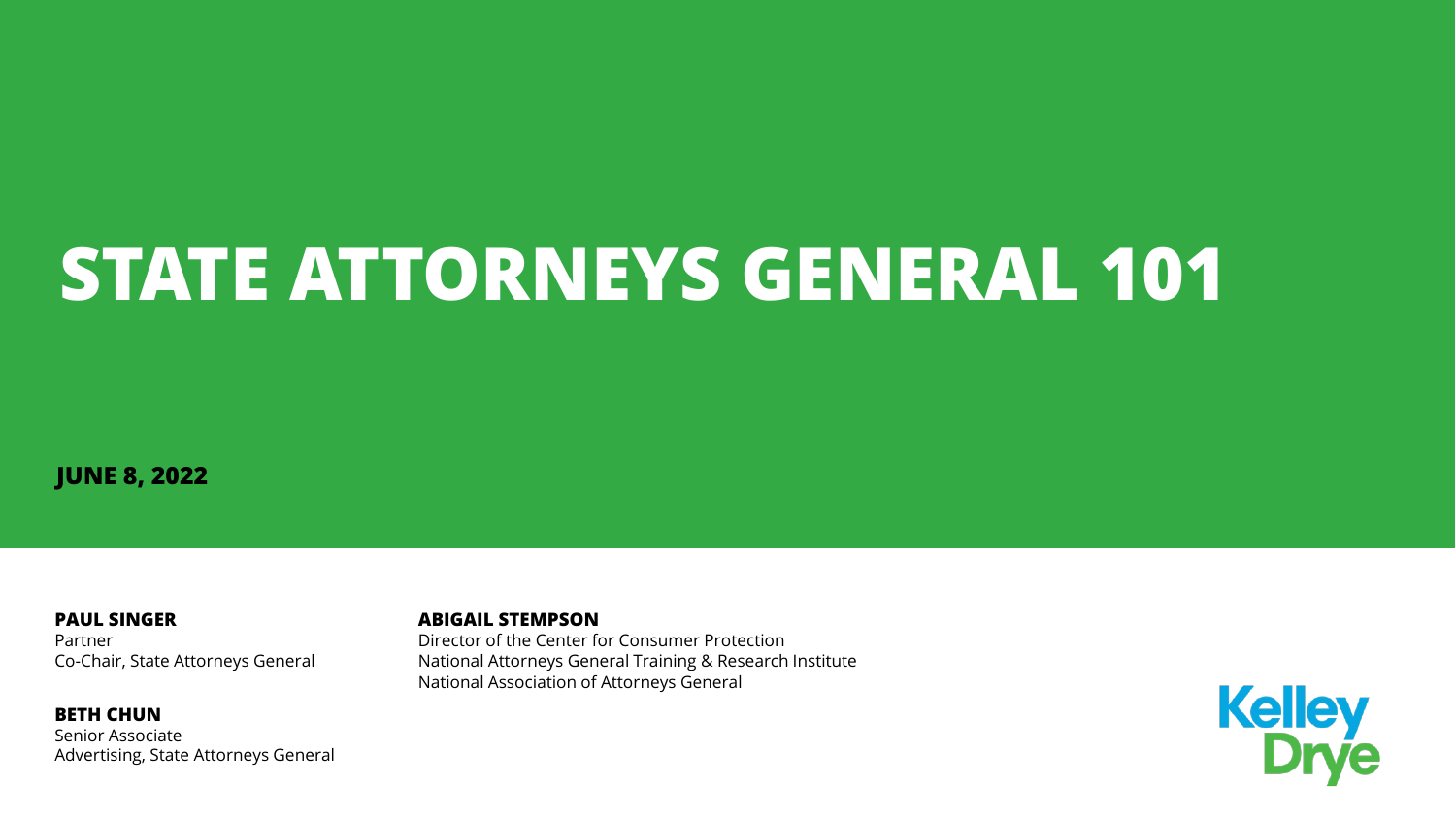# STATE ATTORNEYS GENERAL 101

**JUNE 8, 2022**

**PAUL SINGER**
Partner
Co-Chair, State Attorneys General

**BETH CHUN**
Senior Associate
Advertising, State Attorneys General

**ABIGAIL STEMPSON**
Director of the Center for Consumer Protection
National Attorneys General Training & Research Institute
National Association of Attorneys General

Kelley Drye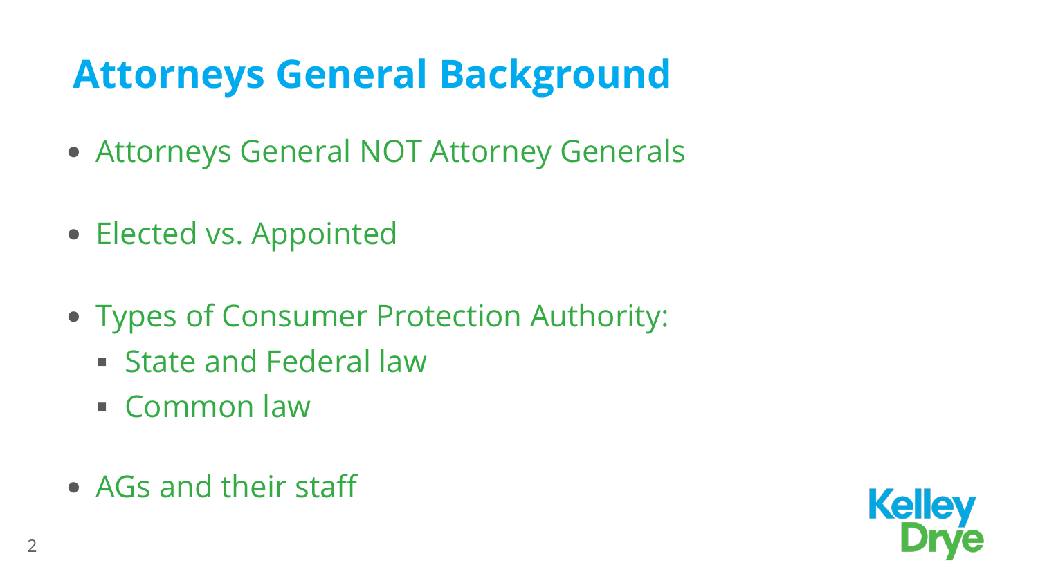# Attorneys General Background

- Attorneys General NOT Attorney Generals
- Elected vs. Appointed
- Types of Consumer Protection Authority:
  - State and Federal law
  - Common law
- AGs and their staff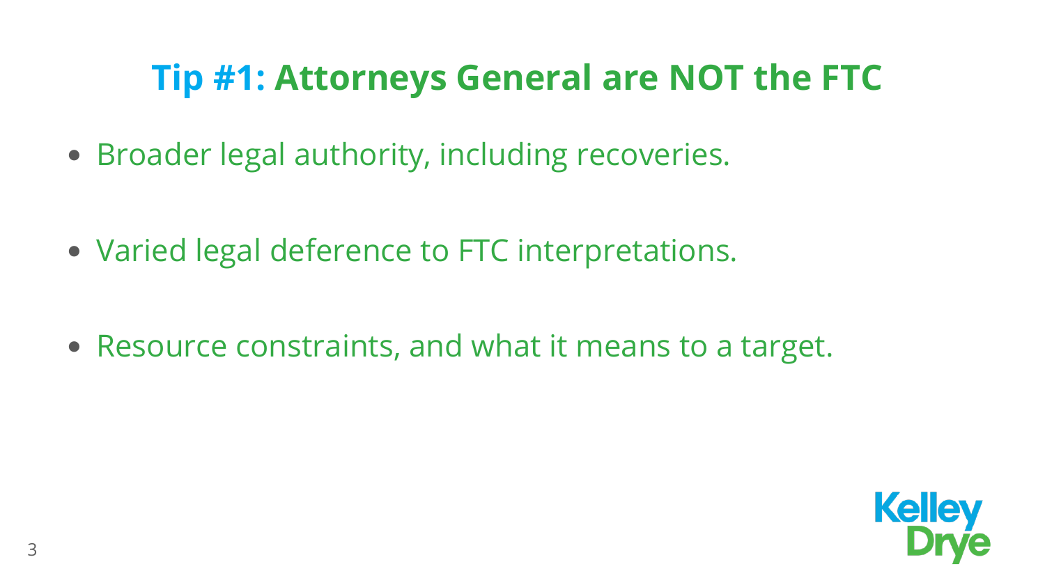## Tip #1: Attorneys General are NOT the FTC

- Broader legal authority, including recoveries.
- Varied legal deference to FTC interpretations.
- Resource constraints, and what it means to a target.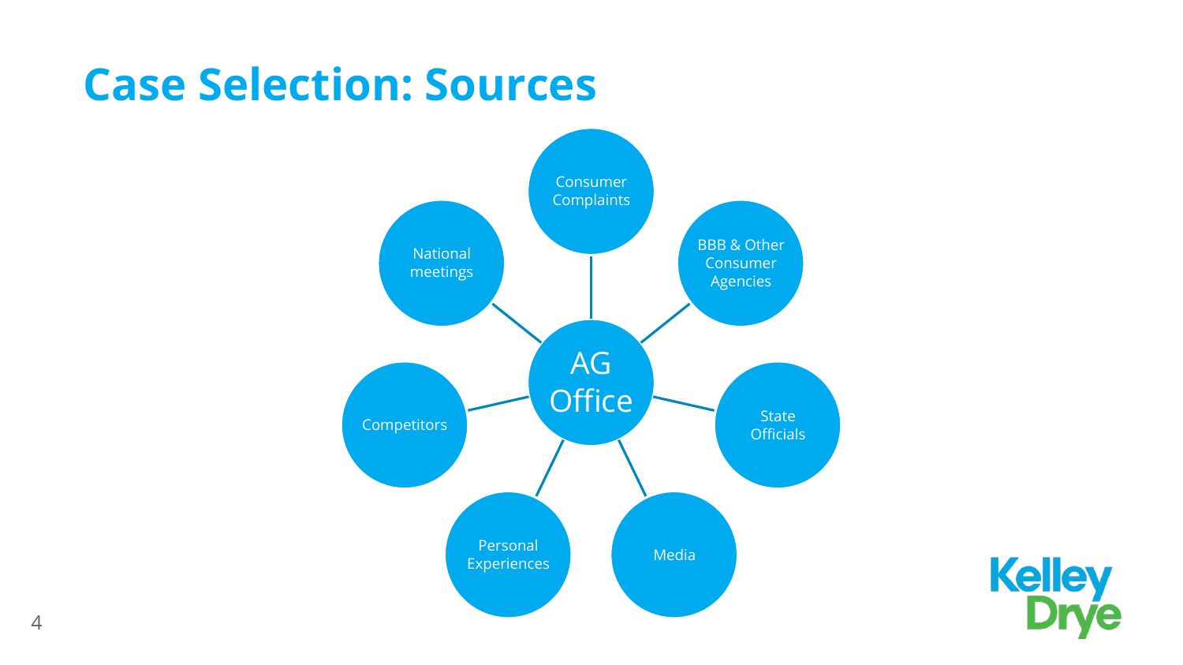# Case Selection: Sources

AG Office

- Consumer Complaints
- BBB & Other Consumer Agencies
- State Officials
- Media
- Personal Experiences
- Competitors
- National meetings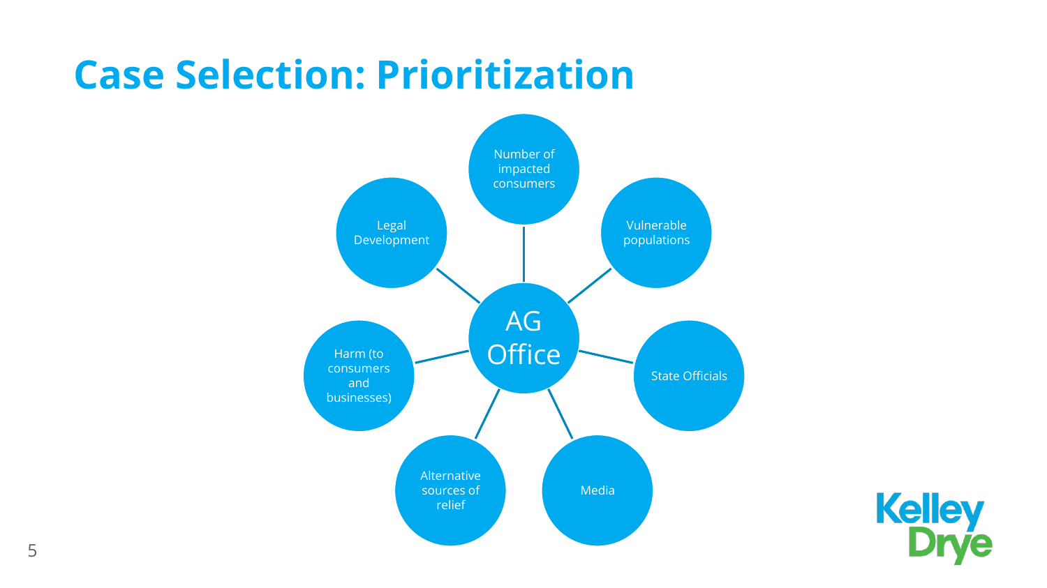# Case Selection: Prioritization

- AG Office
  - Number of impacted consumers
  - Vulnerable populations
  - State Officials
  - Media
  - Alternative sources of relief
  - Harm (to consumers and businesses)
  - Legal Development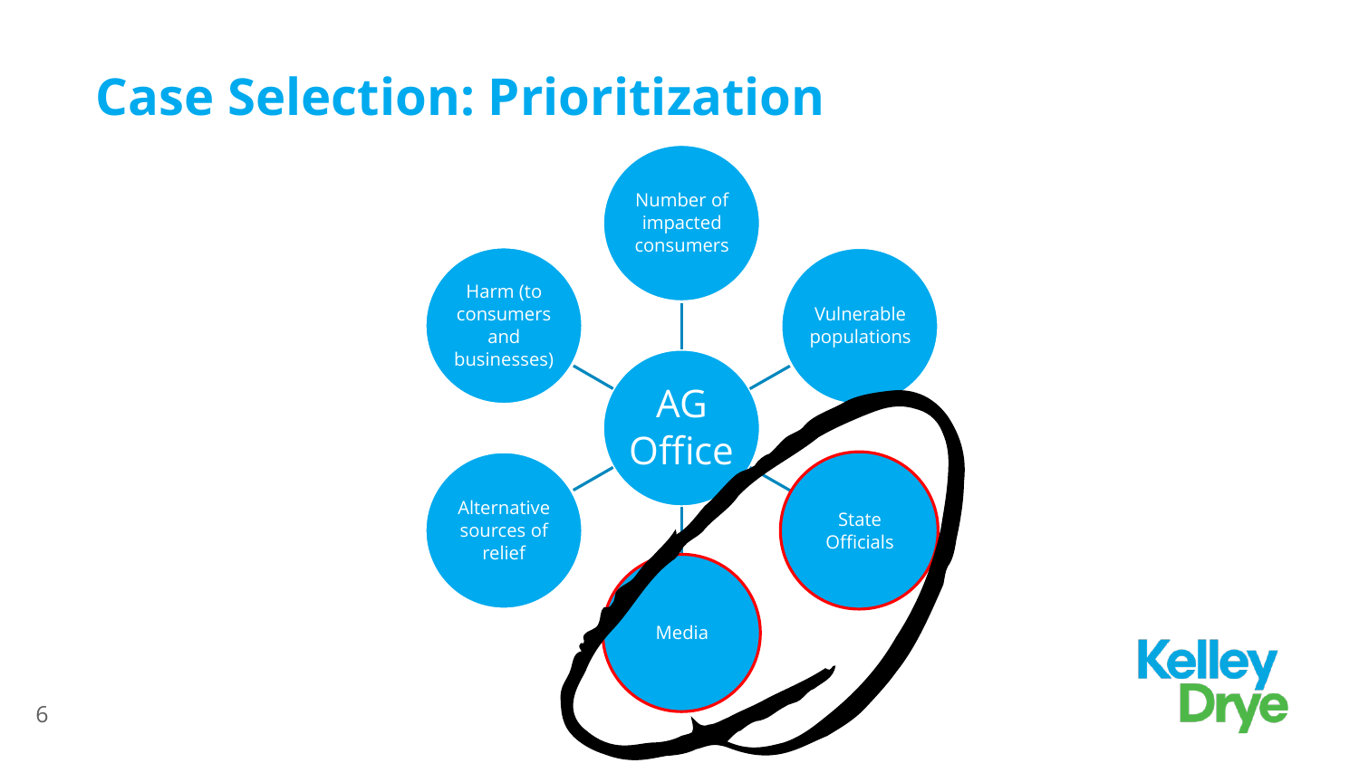# Case Selection: Prioritization

- AG Office
  - Number of impacted consumers
  - Vulnerable populations
  - State Officials
  - Media
  - Alternative sources of relief
  - Harm (to consumers and businesses)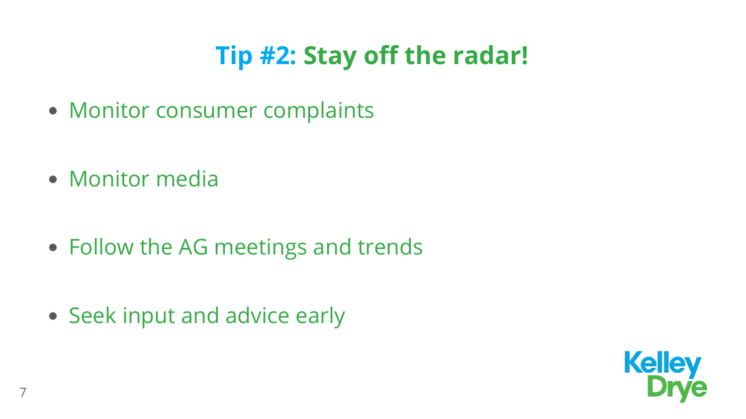# Tip #2: Stay off the radar!

- Monitor consumer complaints
- Monitor media
- Follow the AG meetings and trends
- Seek input and advice early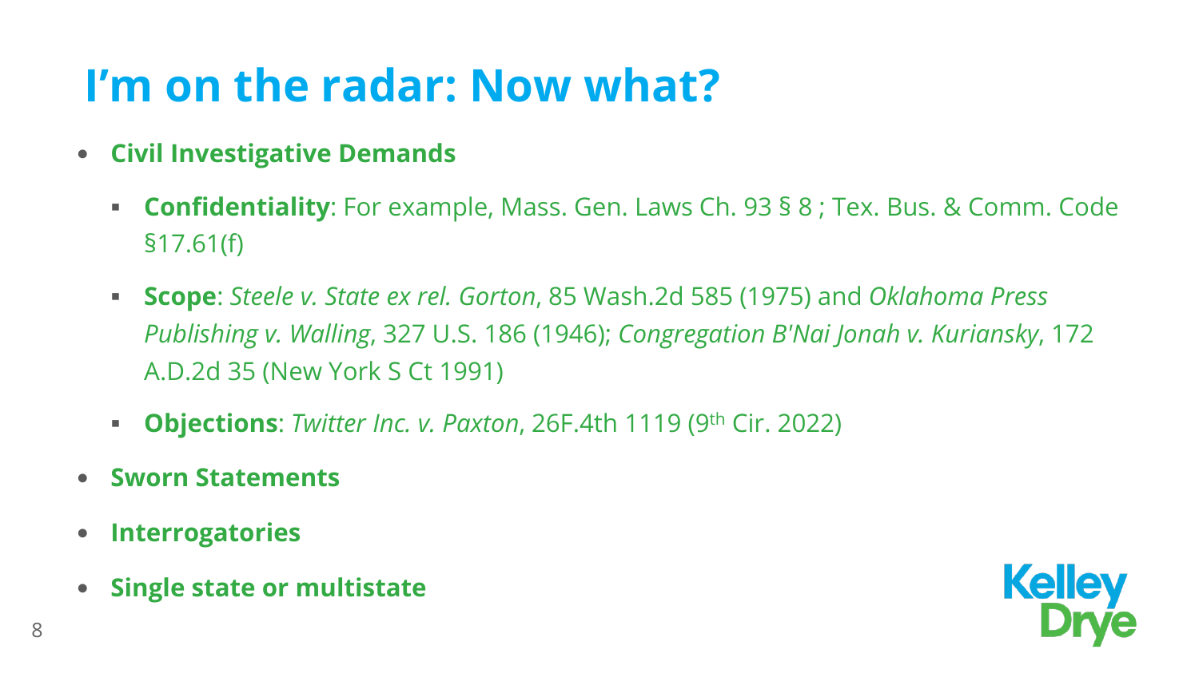# I'm on the radar: Now what?

- **Civil Investigative Demands**
  - **Confidentiality**: For example, Mass. Gen. Laws Ch. 93 § 8 ; Tex. Bus. & Comm. Code §17.61(f)
  - **Scope**: *Steele v. State ex rel. Gorton*, 85 Wash.2d 585 (1975) and *Oklahoma Press Publishing v. Walling*, 327 U.S. 186 (1946); *Congregation B'Nai Jonah v. Kuriansky*, 172 A.D.2d 35 (New York S Ct 1991)
  - **Objections**: *Twitter Inc. v. Paxton*, 26F.4th 1119 (9th Cir. 2022)
- **Sworn Statements**
- **Interrogatories**
- **Single state or multistate**

Kelley Drye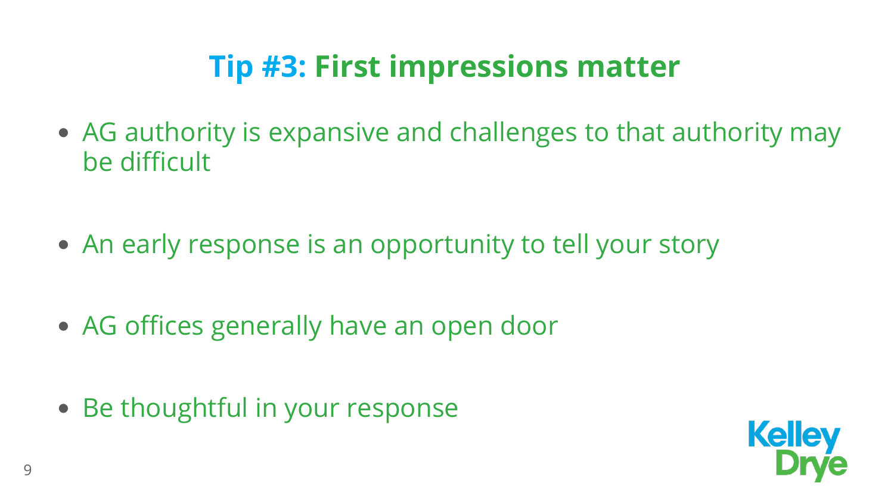# Tip #3: First impressions matter

- AG authority is expansive and challenges to that authority may be difficult
- An early response is an opportunity to tell your story
- AG offices generally have an open door
- Be thoughtful in your response

Kelley Drye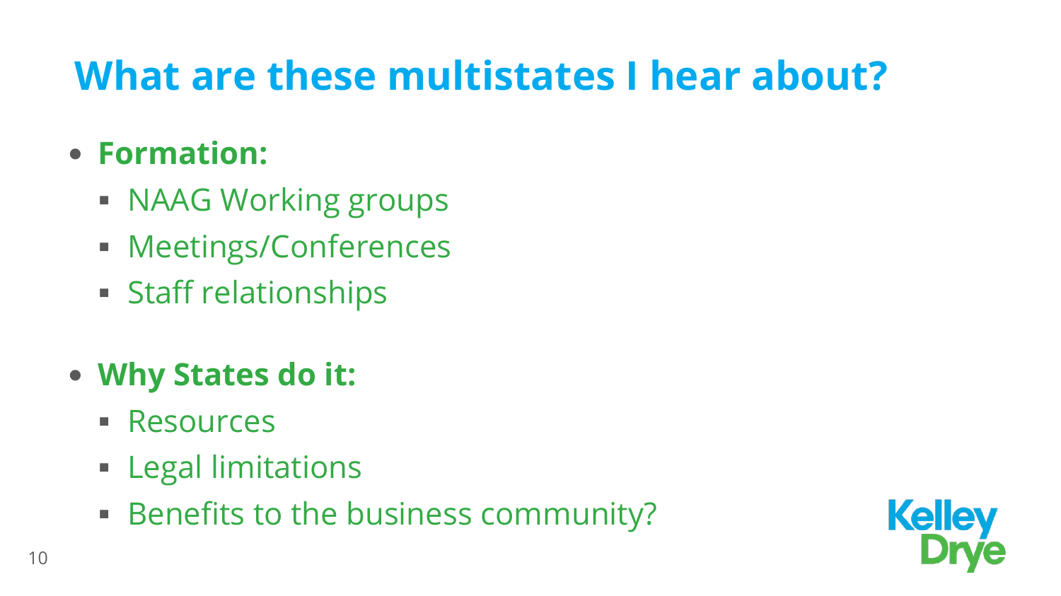# What are these multistates I hear about?

- **Formation:**
  - NAAG Working groups
  - Meetings/Conferences
  - Staff relationships
- **Why States do it:**
  - Resources
  - Legal limitations
  - Benefits to the business community?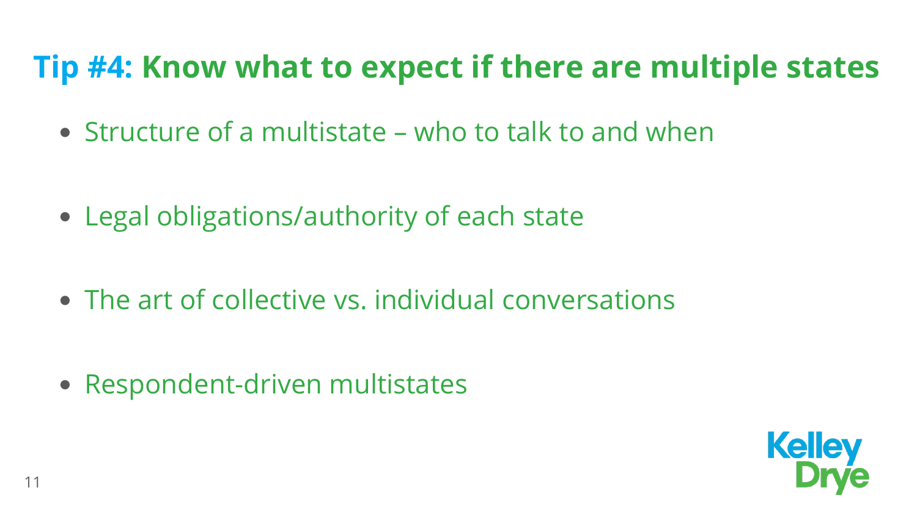# Tip #4: Know what to expect if there are multiple states

- Structure of a multistate – who to talk to and when
- Legal obligations/authority of each state
- The art of collective vs. individual conversations
- Respondent-driven multistates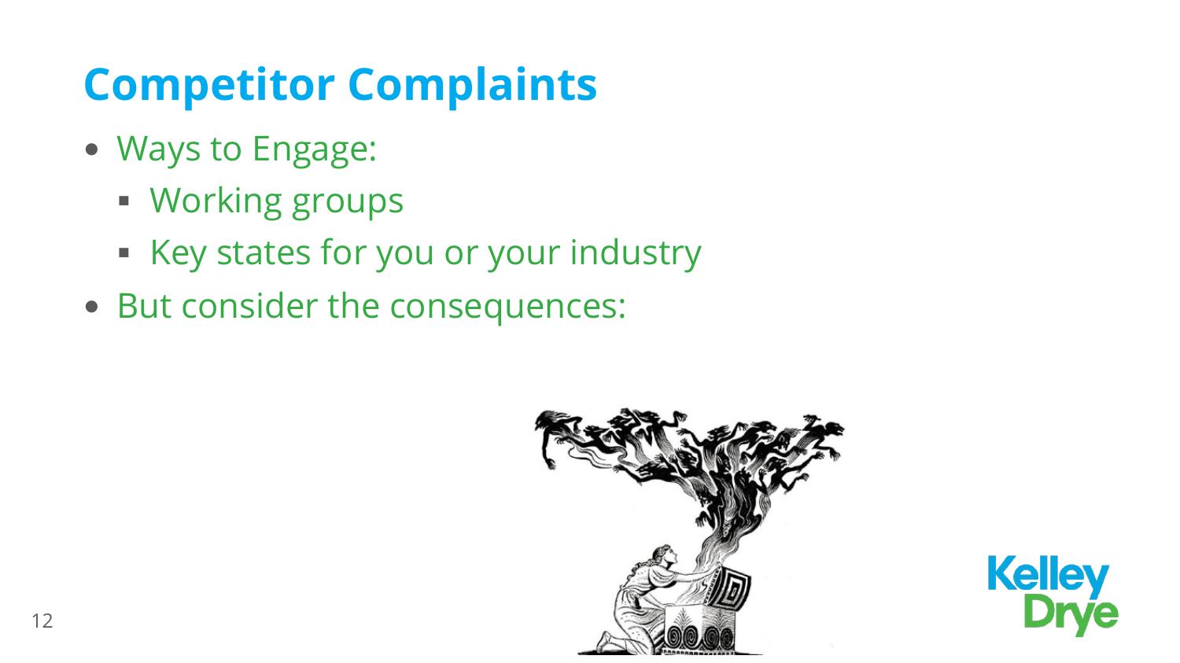# Competitor Complaints

- Ways to Engage:
  - Working groups
  - Key states for you or your industry
- But consider the consequences: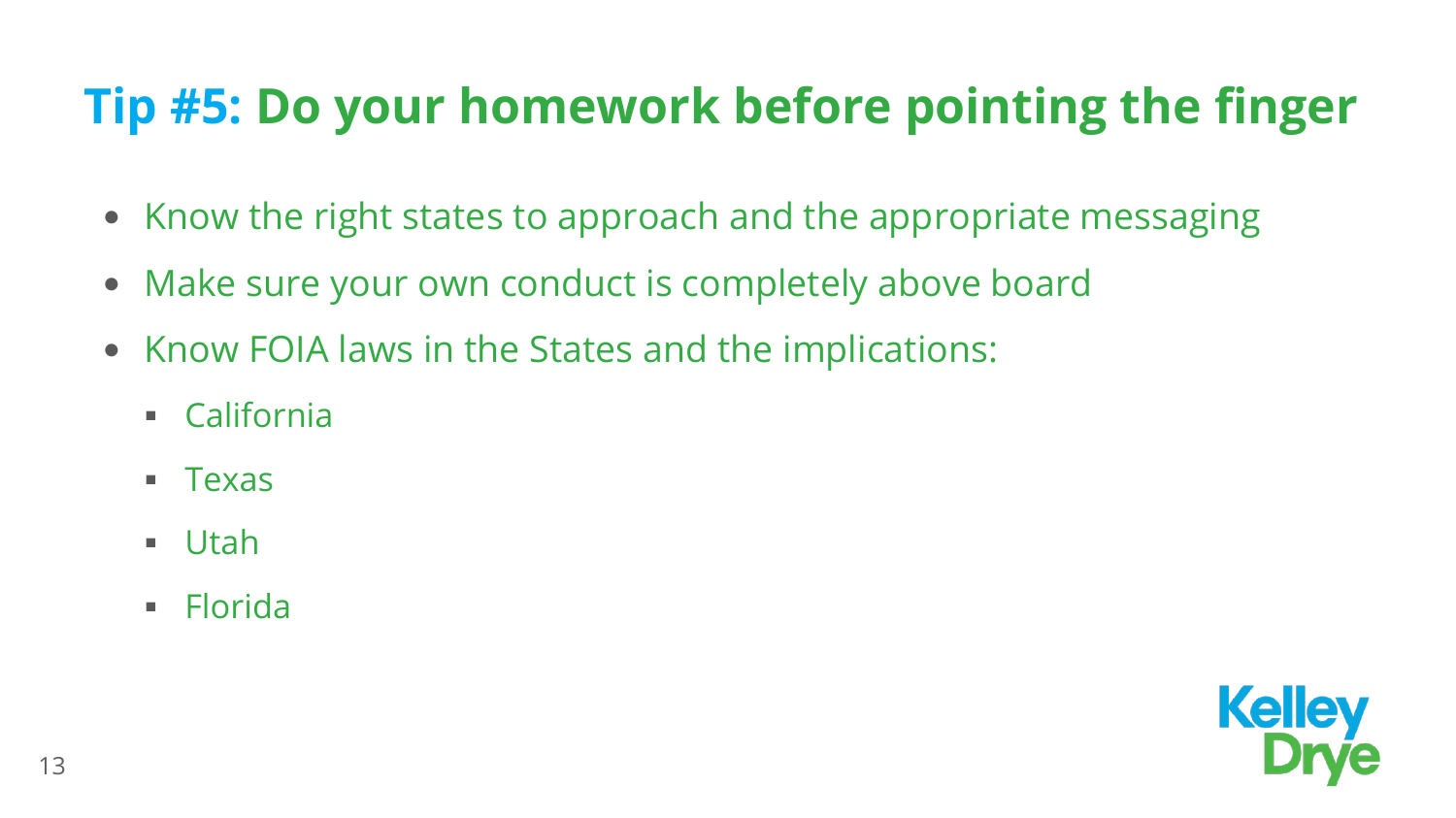# Tip #5: Do your homework before pointing the finger

- Know the right states to approach and the appropriate messaging
- Make sure your own conduct is completely above board
- Know FOIA laws in the States and the implications:
  - California
  - Texas
  - Utah
  - Florida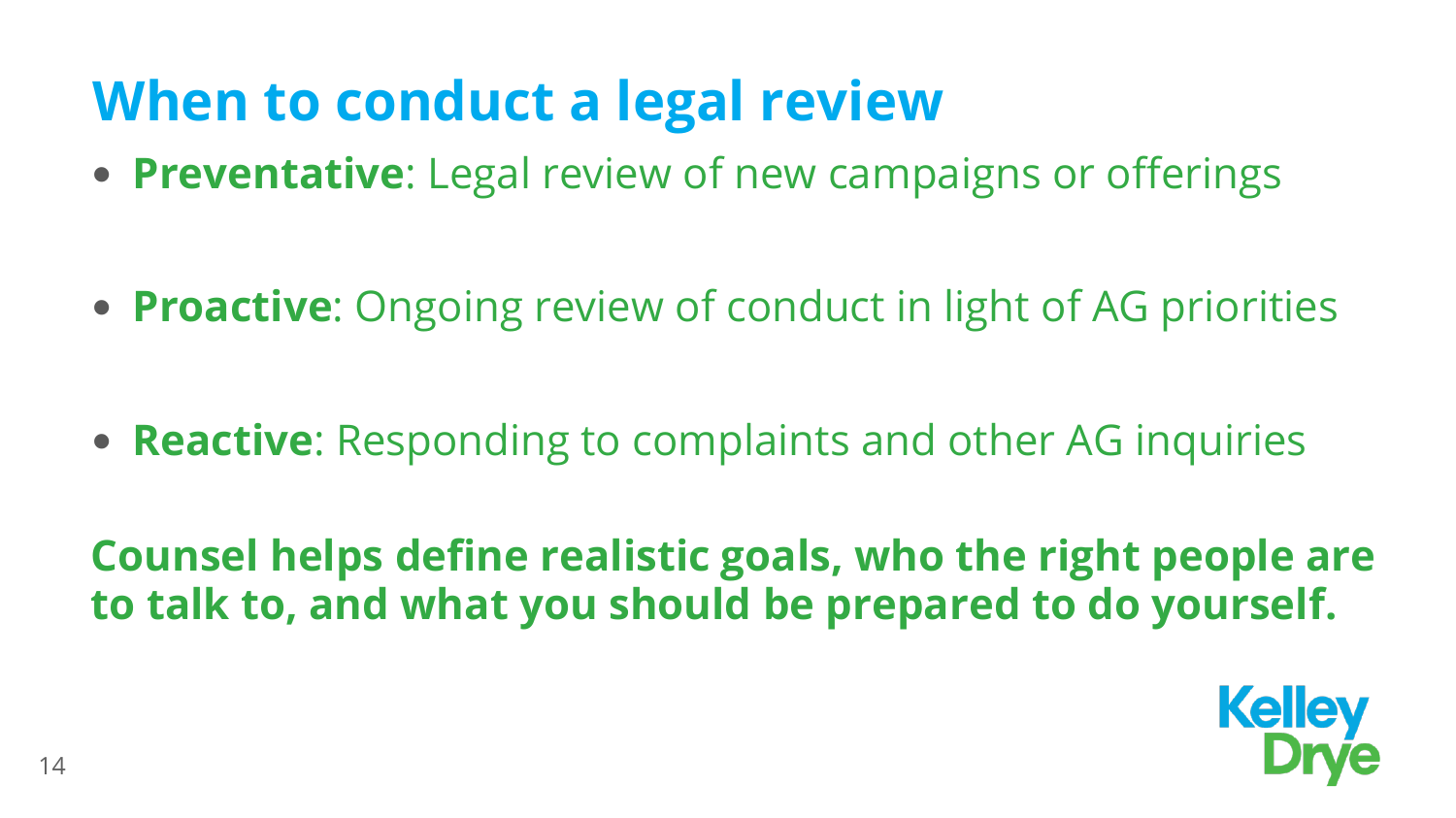# When to conduct a legal review

- **Preventative**: Legal review of new campaigns or offerings
- **Proactive**: Ongoing review of conduct in light of AG priorities
- **Reactive**: Responding to complaints and other AG inquiries

**Counsel helps define realistic goals, who the right people are to talk to, and what you should be prepared to do yourself.**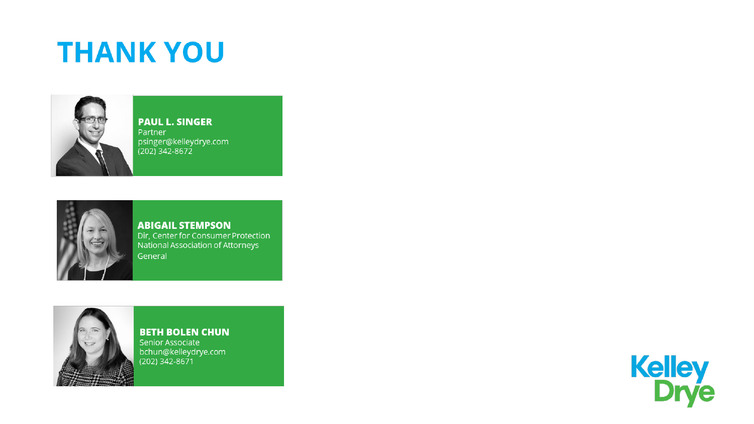# THANK YOU

**PAUL L. SINGER**
Partner
psinger@kelleydrye.com
(202) 342-8672

**ABIGAIL STEMPSON**
Dir, Center for Consumer Protection
National Association of Attorneys General

**BETH BOLEN CHUN**
Senior Associate
bchun@kelleydrye.com
(202) 342-8671

Kelley Drye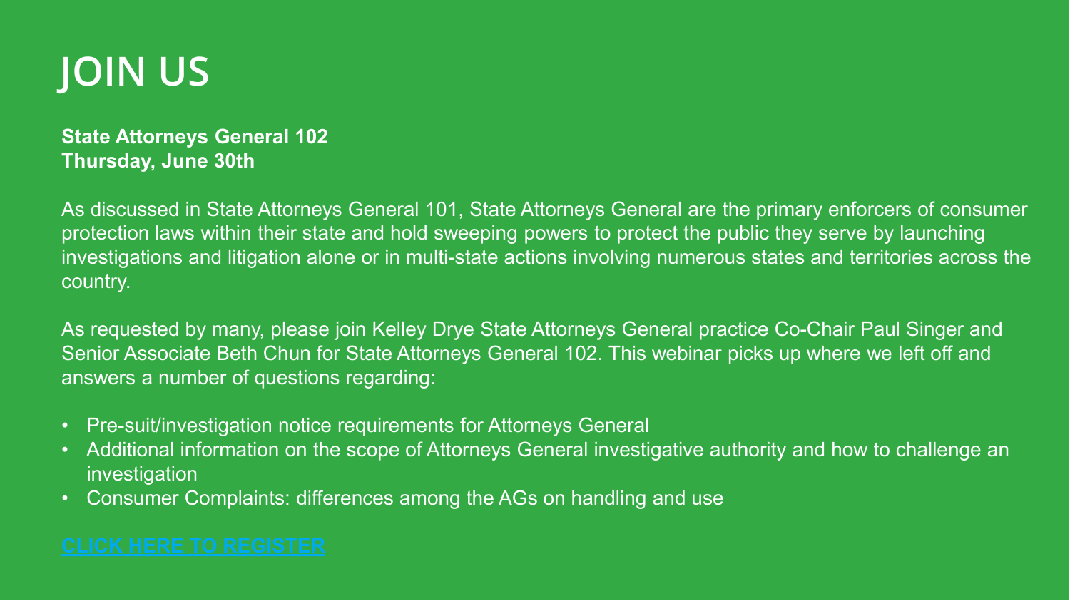# JOIN US

**State Attorneys General 102**
**Thursday, June 30th**

As discussed in State Attorneys General 101, State Attorneys General are the primary enforcers of consumer protection laws within their state and hold sweeping powers to protect the public they serve by launching investigations and litigation alone or in multi-state actions involving numerous states and territories across the country.

As requested by many, please join Kelley Drye State Attorneys General practice Co-Chair Paul Singer and Senior Associate Beth Chun for State Attorneys General 102. This webinar picks up where we left off and answers a number of questions regarding:

- Pre-suit/investigation notice requirements for Attorneys General
- Additional information on the scope of Attorneys General investigative authority and how to challenge an investigation
- Consumer Complaints: differences among the AGs on handling and use

CLICK HERE TO REGISTER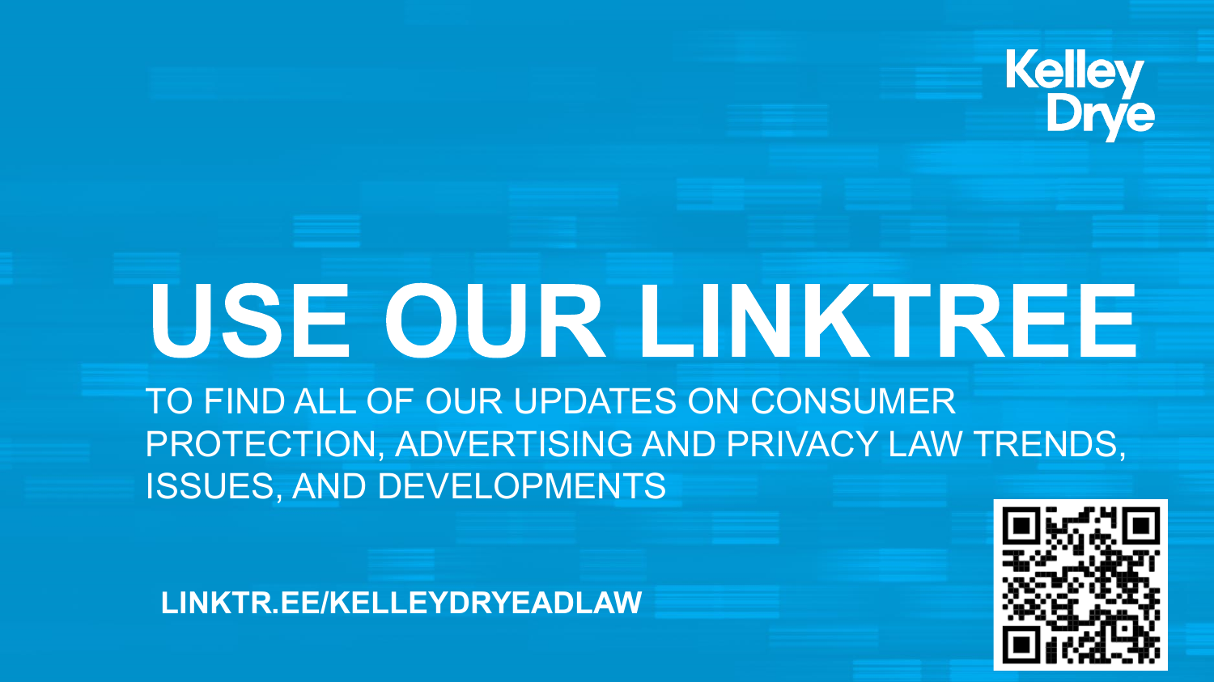Kelley Drye

# USE OUR LINKTREE

TO FIND ALL OF OUR UPDATES ON CONSUMER PROTECTION, ADVERTISING AND PRIVACY LAW TRENDS, ISSUES, AND DEVELOPMENTS

**LINKTR.EE/KELLEYDRYEADLAW**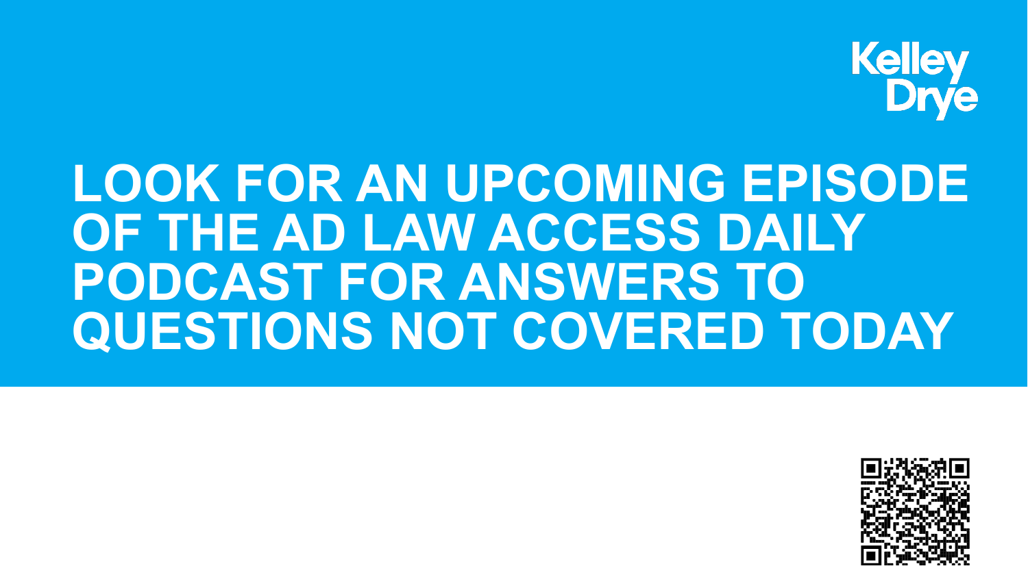Kelley Drye

# LOOK FOR AN UPCOMING EPISODE OF THE AD LAW ACCESS DAILY PODCAST FOR ANSWERS TO QUESTIONS NOT COVERED TODAY